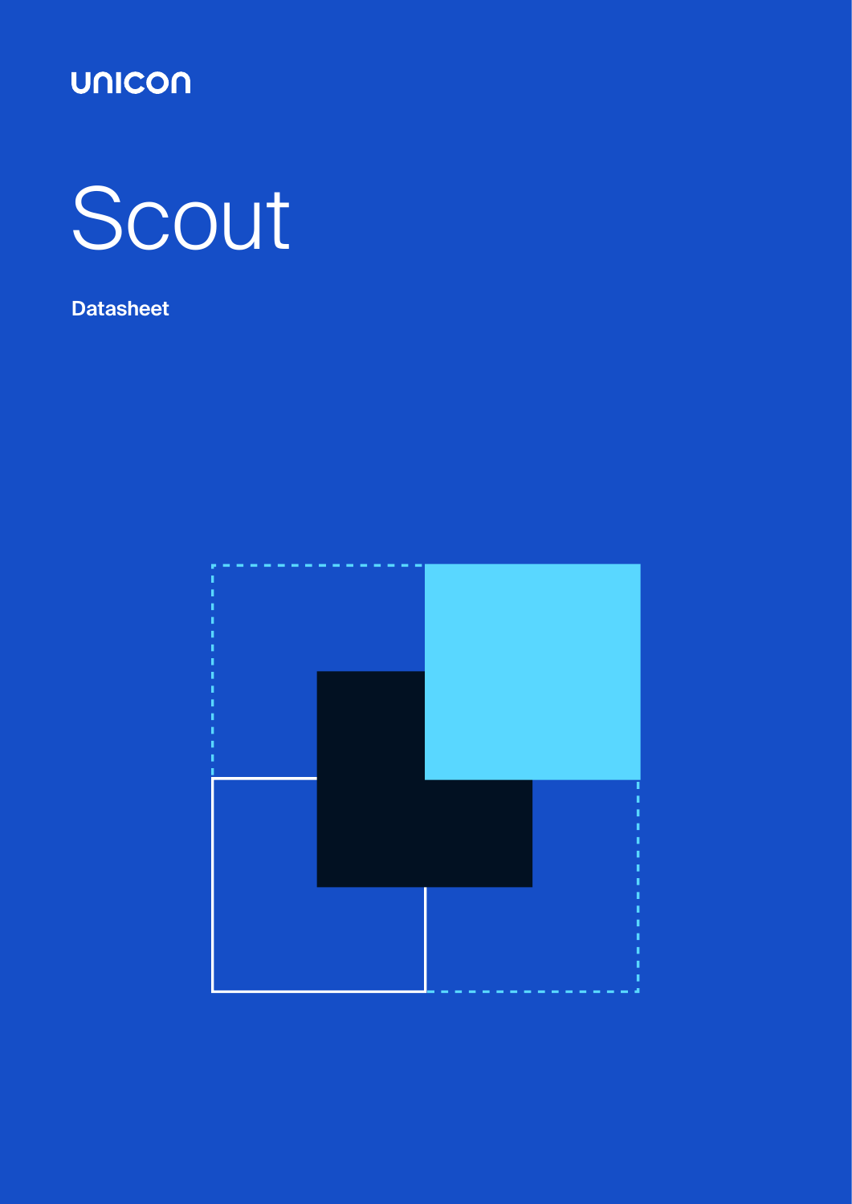unicon

# Scout

**Datasheet**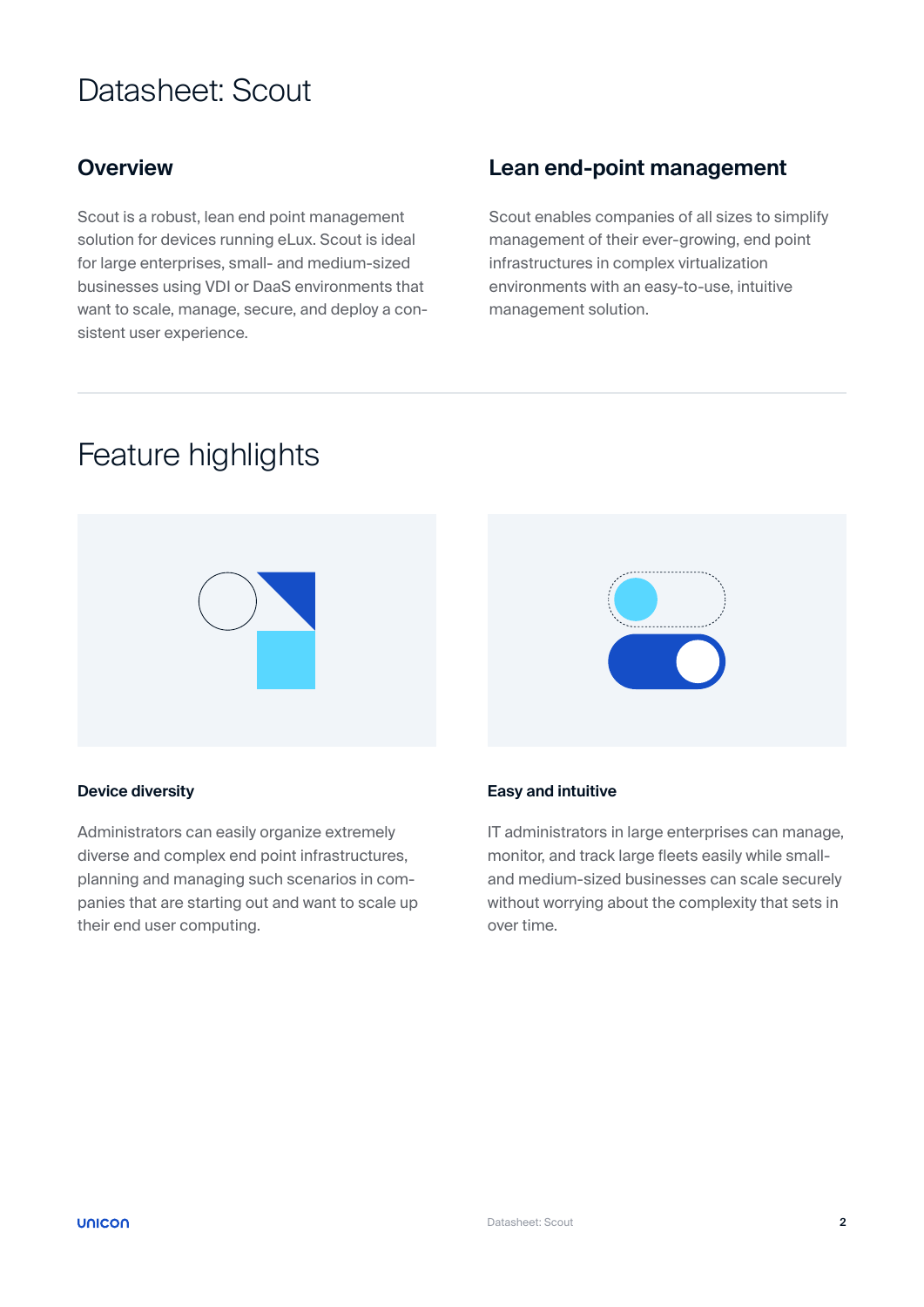# Datasheet: Scout

## Overview

Scout is a robust, lean end point management solution for devices running eLux. Scout is ideal for large enterprises, small- and medium-sized businesses using VDI or DaaS environments that want to scale, manage, secure, and deploy a consistent user experience.

## Lean end-point management

Scout enables companies of all sizes to simplify management of their ever-growing, end point infrastructures in complex virtualization environments with an easy-to-use, intuitive management solution.

# Feature highlights

### Device diversity

Administrators can easily organize extremely diverse and complex end point infrastructures, planning and managing such scenarios in companies that are starting out and want to scale up their end user computing.

### Easy and intuitive

IT administrators in large enterprises can manage, monitor, and track large fleets easily while small- and medium-sized businesses can scale securely without worrying about the complexity that sets in over time.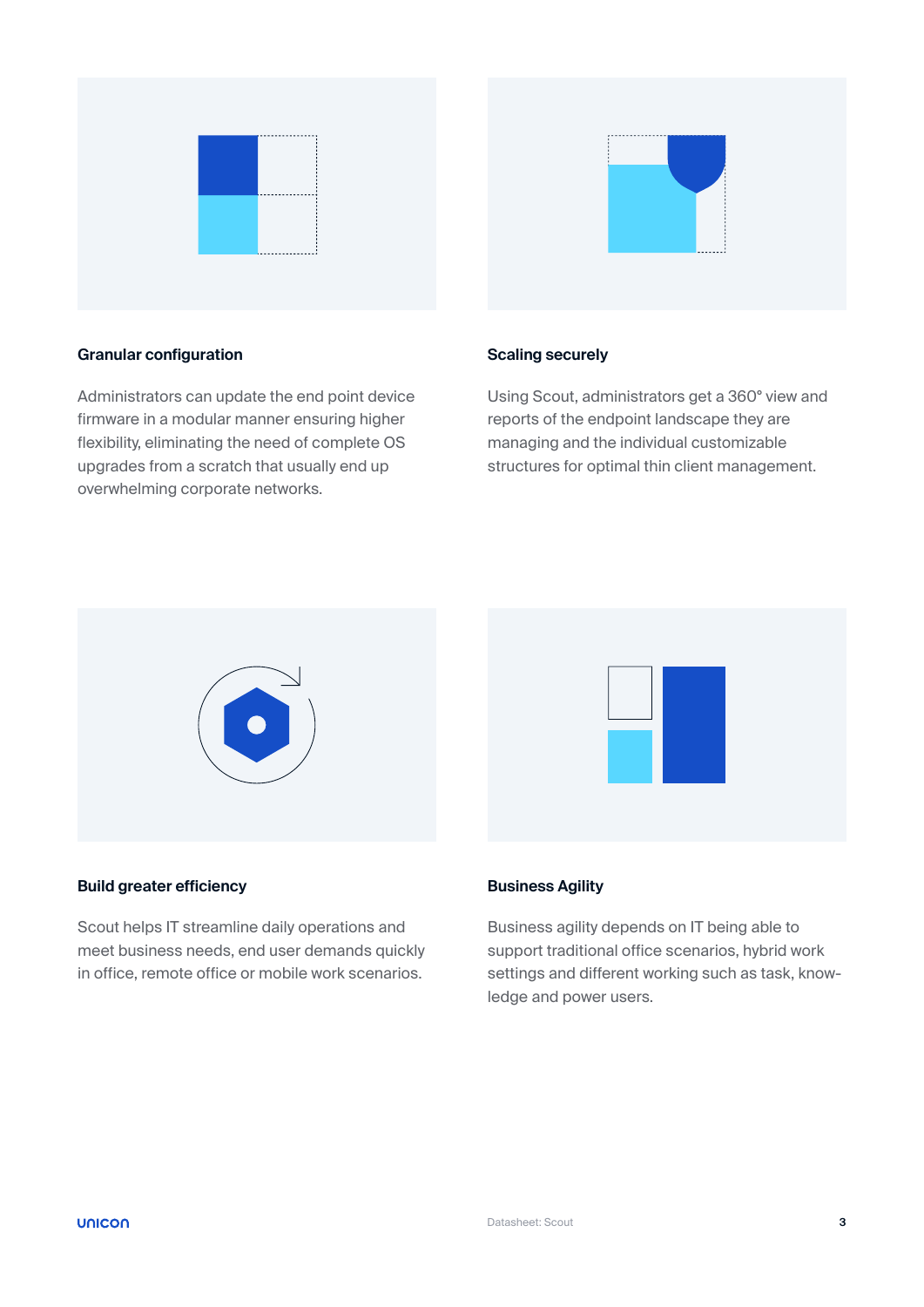### Granular configuration

Administrators can update the end point device firmware in a modular manner ensuring higher flexibility, eliminating the need of complete OS upgrades from a scratch that usually end up overwhelming corporate networks.

### Scaling securely

Using Scout, administrators get a 360° view and reports of the endpoint landscape they are managing and the individual customizable structures for optimal thin client management.

### Build greater efficiency

Scout helps IT streamline daily operations and meet business needs, end user demands quickly in office, remote office or mobile work scenarios.

### Business Agility

Business agility depends on IT being able to support traditional office scenarios, hybrid work settings and different working such as task, knowledge and power users.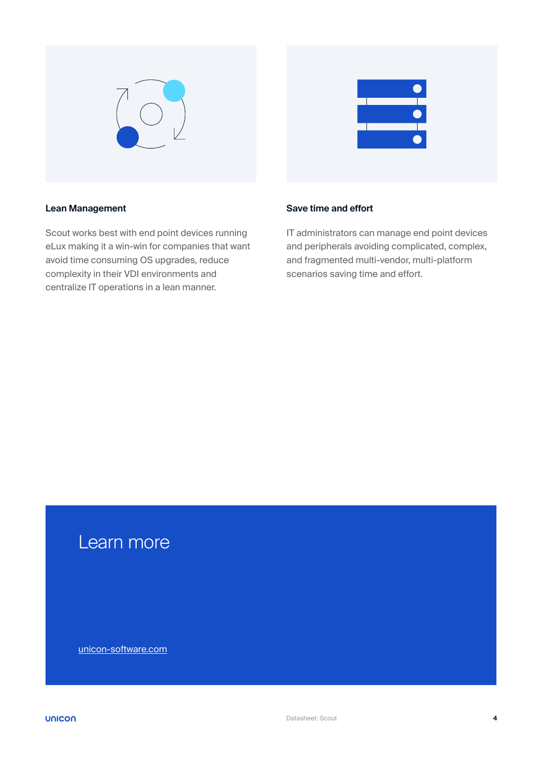### Lean Management

Scout works best with end point devices running eLux making it a win-win for companies that want avoid time consuming OS upgrades, reduce complexity in their VDI environments and centralize IT operations in a lean manner.

### Save time and effort

IT administrators can manage end point devices and peripherals avoiding complicated, complex, and fragmented multi-vendor, multi-platform scenarios saving time and effort.

## Learn more

[unicon-software.com](unicon-software.com)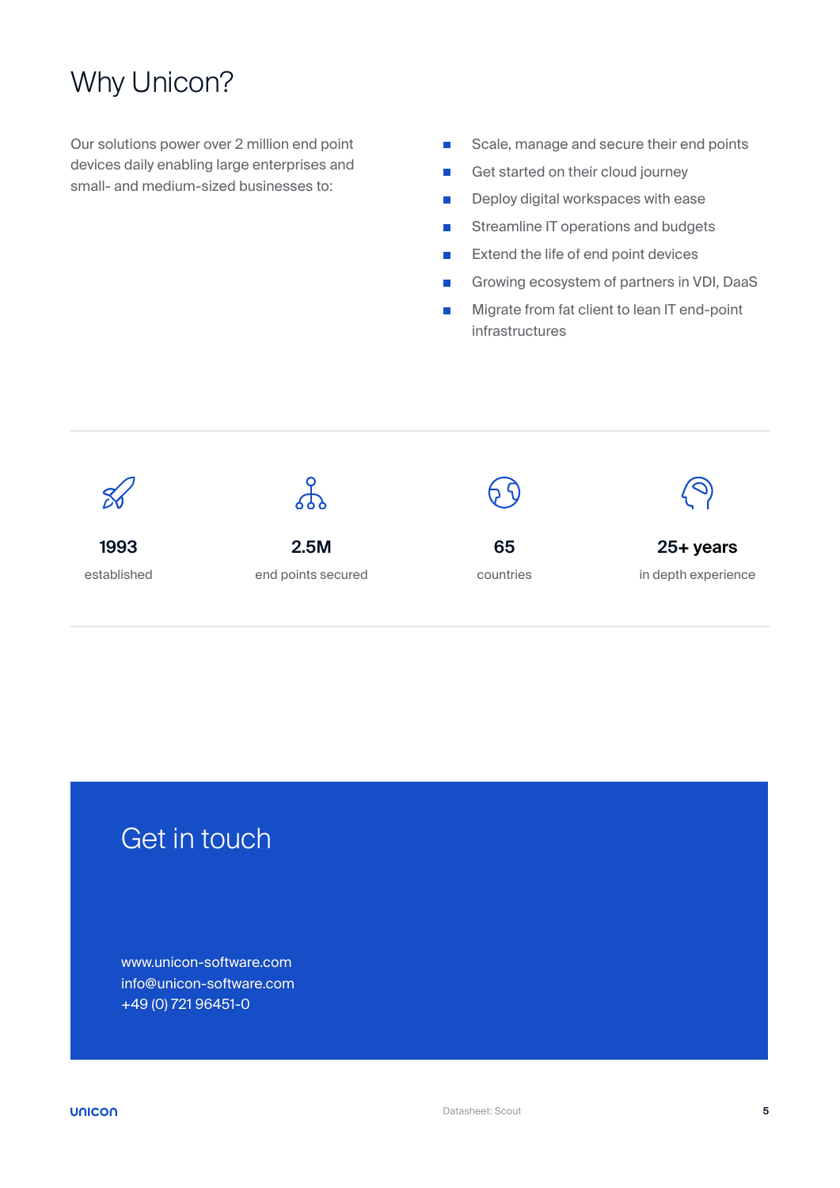# Why Unicon?

Our solutions power over 2 million end point devices daily enabling large enterprises and small- and medium-sized businesses to:

- Scale, manage and secure their end points
- Get started on their cloud journey
- Deploy digital workspaces with ease
- Streamline IT operations and budgets
- Extend the life of end point devices
- Growing ecosystem of partners in VDI, DaaS
- Migrate from fat client to lean IT end-point infrastructures

**1993**
established

**2.5M**
end points secured

**65**
countries

**25+ years**
in depth experience

## Get in touch

www.unicon-software.com
info@unicon-software.com
+49 (0) 721 96451-0